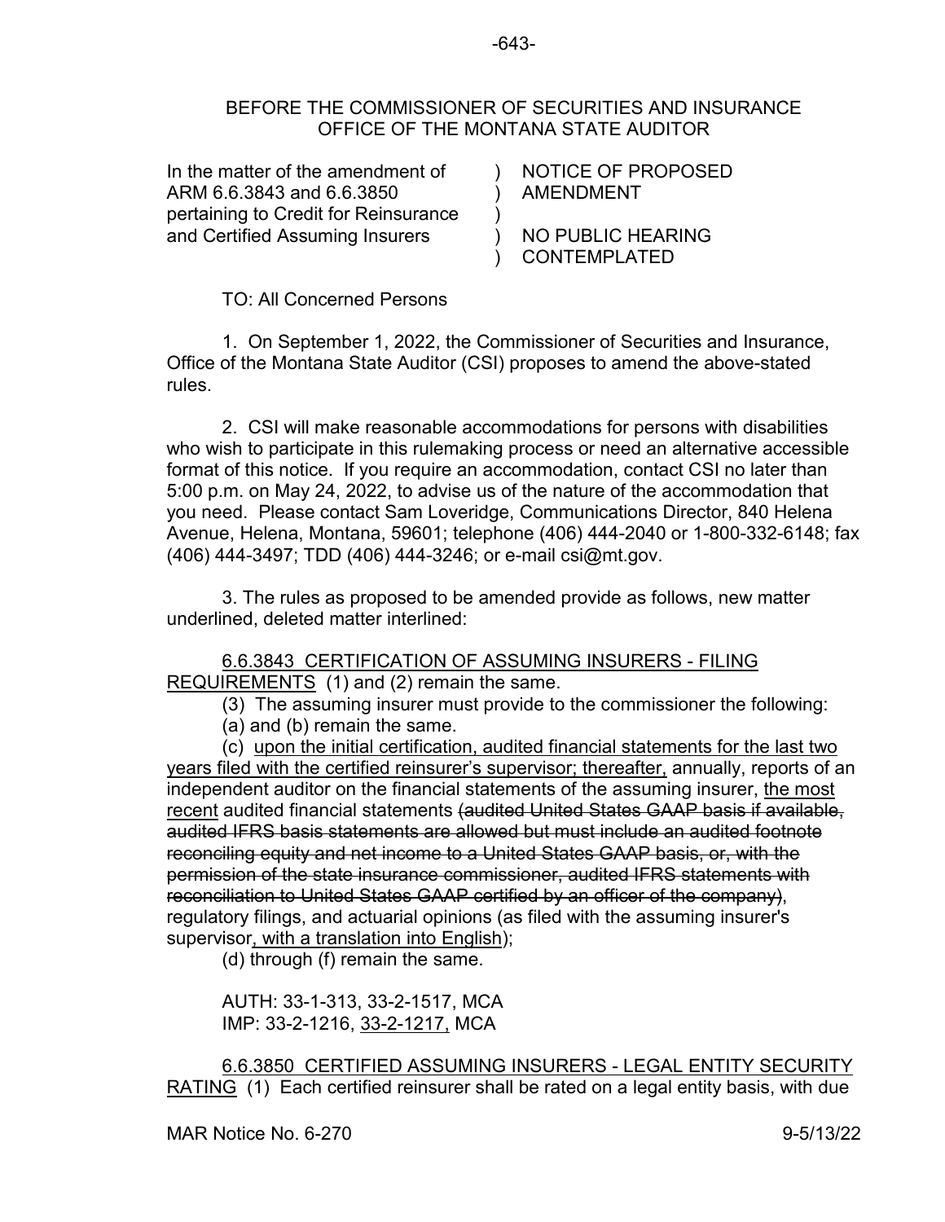BEFORE THE COMMISSIONER OF SECURITIES AND INSURANCE
OFFICE OF THE MONTANA STATE AUDITOR

| | |
|---|---|
| In the matter of the amendment of ARM 6.6.3843 and 6.6.3850 pertaining to Credit for Reinsurance and Certified Assuming Insurers | ) NOTICE OF PROPOSED AMENDMENT<br>)<br>) NO PUBLIC HEARING CONTEMPLATED |

TO: All Concerned Persons

1. On September 1, 2022, the Commissioner of Securities and Insurance, Office of the Montana State Auditor (CSI) proposes to amend the above-stated rules.

2. CSI will make reasonable accommodations for persons with disabilities who wish to participate in this rulemaking process or need an alternative accessible format of this notice. If you require an accommodation, contact CSI no later than 5:00 p.m. on May 24, 2022, to advise us of the nature of the accommodation that you need. Please contact Sam Loveridge, Communications Director, 840 Helena Avenue, Helena, Montana, 59601; telephone (406) 444-2040 or 1-800-332-6148; fax (406) 444-3497; TDD (406) 444-3246; or e-mail csi@mt.gov.

3. The rules as proposed to be amended provide as follows, new matter underlined, deleted matter interlined:

<u>6.6.3843 CERTIFICATION OF ASSUMING INSURERS - FILING REQUIREMENTS</u> (1) and (2) remain the same.

(3) The assuming insurer must provide to the commissioner the following:

(a) and (b) remain the same.

(c) <u>upon the initial certification, audited financial statements for the last two years filed with the certified reinsurer's supervisor; thereafter,</u> annually, reports of an independent auditor on the financial statements of the assuming insurer, <u>the most recent</u> audited financial statements ~~(audited United States GAAP basis if available, audited IFRS basis statements are allowed but must include an audited footnote reconciling equity and net income to a United States GAAP basis, or, with the permission of the state insurance commissioner, audited IFRS statements with reconciliation to United States GAAP certified by an officer of the company)~~, regulatory filings, and actuarial opinions (as filed with the assuming insurer's supervisor<u>, with a translation into English</u>);

(d) through (f) remain the same.

AUTH: 33-1-313, 33-2-1517, MCA
IMP: 33-2-1216, <u>33-2-1217,</u> MCA

<u>6.6.3850 CERTIFIED ASSUMING INSURERS - LEGAL ENTITY SECURITY RATING</u> (1) Each certified reinsurer shall be rated on a legal entity basis, with due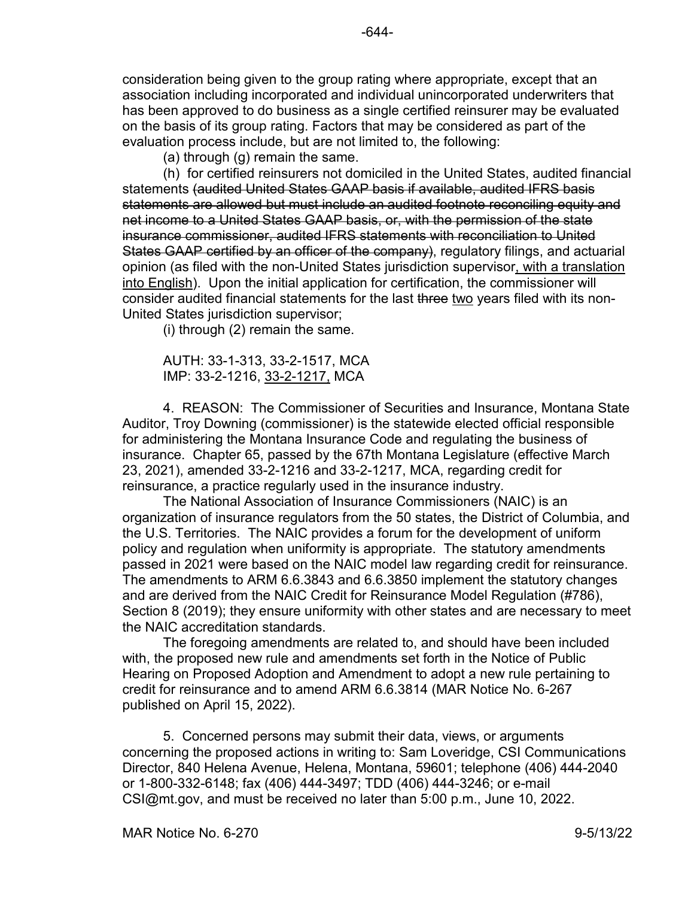consideration being given to the group rating where appropriate, except that an association including incorporated and individual unincorporated underwriters that has been approved to do business as a single certified reinsurer may be evaluated on the basis of its group rating. Factors that may be considered as part of the evaluation process include, but are not limited to, the following:

(a) through (g) remain the same.

(h) for certified reinsurers not domiciled in the United States, audited financial statements ~~(audited United States GAAP basis if available, audited IFRS basis statements are allowed but must include an audited footnote reconciling equity and net income to a United States GAAP basis, or, with the permission of the state insurance commissioner, audited IFRS statements with reconciliation to United States GAAP certified by an officer of the company)~~, regulatory filings, and actuarial opinion (as filed with the non-United States jurisdiction supervisor, with a translation into English). Upon the initial application for certification, the commissioner will consider audited financial statements for the last ~~three~~ two years filed with its non-United States jurisdiction supervisor;

(i) through (2) remain the same.

AUTH: 33-1-313, 33-2-1517, MCA
IMP: 33-2-1216, 33-2-1217, MCA

4. REASON: The Commissioner of Securities and Insurance, Montana State Auditor, Troy Downing (commissioner) is the statewide elected official responsible for administering the Montana Insurance Code and regulating the business of insurance. Chapter 65, passed by the 67th Montana Legislature (effective March 23, 2021), amended 33-2-1216 and 33-2-1217, MCA, regarding credit for reinsurance, a practice regularly used in the insurance industry.

The National Association of Insurance Commissioners (NAIC) is an organization of insurance regulators from the 50 states, the District of Columbia, and the U.S. Territories. The NAIC provides a forum for the development of uniform policy and regulation when uniformity is appropriate. The statutory amendments passed in 2021 were based on the NAIC model law regarding credit for reinsurance. The amendments to ARM 6.6.3843 and 6.6.3850 implement the statutory changes and are derived from the NAIC Credit for Reinsurance Model Regulation (#786), Section 8 (2019); they ensure uniformity with other states and are necessary to meet the NAIC accreditation standards.

The foregoing amendments are related to, and should have been included with, the proposed new rule and amendments set forth in the Notice of Public Hearing on Proposed Adoption and Amendment to adopt a new rule pertaining to credit for reinsurance and to amend ARM 6.6.3814 (MAR Notice No. 6-267 published on April 15, 2022).

5. Concerned persons may submit their data, views, or arguments concerning the proposed actions in writing to: Sam Loveridge, CSI Communications Director, 840 Helena Avenue, Helena, Montana, 59601; telephone (406) 444-2040 or 1-800-332-6148; fax (406) 444-3497; TDD (406) 444-3246; or e-mail CSI@mt.gov, and must be received no later than 5:00 p.m., June 10, 2022.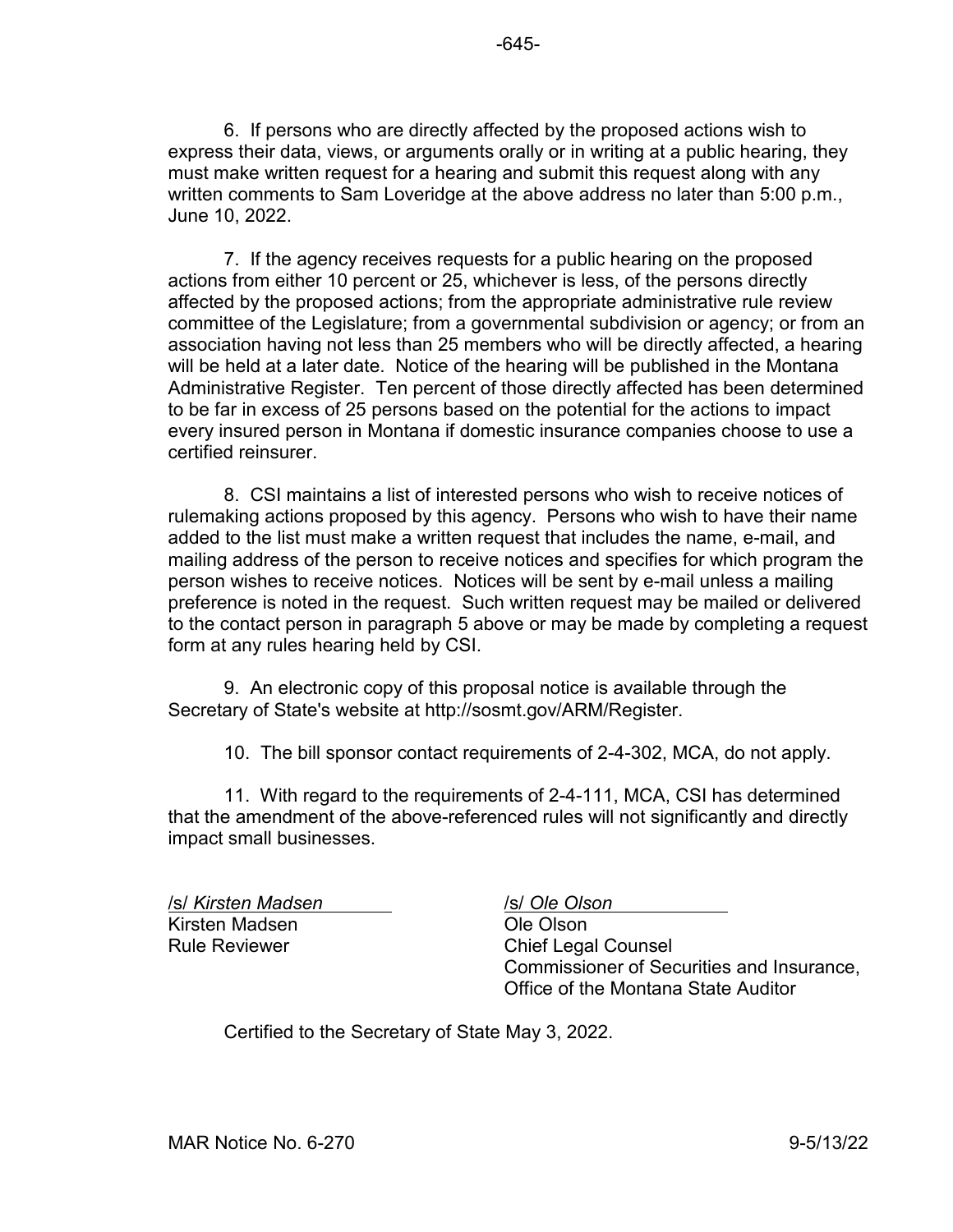6. If persons who are directly affected by the proposed actions wish to express their data, views, or arguments orally or in writing at a public hearing, they must make written request for a hearing and submit this request along with any written comments to Sam Loveridge at the above address no later than 5:00 p.m., June 10, 2022.

7. If the agency receives requests for a public hearing on the proposed actions from either 10 percent or 25, whichever is less, of the persons directly affected by the proposed actions; from the appropriate administrative rule review committee of the Legislature; from a governmental subdivision or agency; or from an association having not less than 25 members who will be directly affected, a hearing will be held at a later date. Notice of the hearing will be published in the Montana Administrative Register. Ten percent of those directly affected has been determined to be far in excess of 25 persons based on the potential for the actions to impact every insured person in Montana if domestic insurance companies choose to use a certified reinsurer.

8. CSI maintains a list of interested persons who wish to receive notices of rulemaking actions proposed by this agency. Persons who wish to have their name added to the list must make a written request that includes the name, e-mail, and mailing address of the person to receive notices and specifies for which program the person wishes to receive notices. Notices will be sent by e-mail unless a mailing preference is noted in the request. Such written request may be mailed or delivered to the contact person in paragraph 5 above or may be made by completing a request form at any rules hearing held by CSI.

9. An electronic copy of this proposal notice is available through the Secretary of State's website at http://sosmt.gov/ARM/Register.

10. The bill sponsor contact requirements of 2-4-302, MCA, do not apply.

11. With regard to the requirements of 2-4-111, MCA, CSI has determined that the amendment of the above-referenced rules will not significantly and directly impact small businesses.

/s/ *Kirsten Madsen*
Kirsten Madsen
Rule Reviewer

/s/ *Ole Olson*
Ole Olson
Chief Legal Counsel
Commissioner of Securities and Insurance,
Office of the Montana State Auditor

Certified to the Secretary of State May 3, 2022.